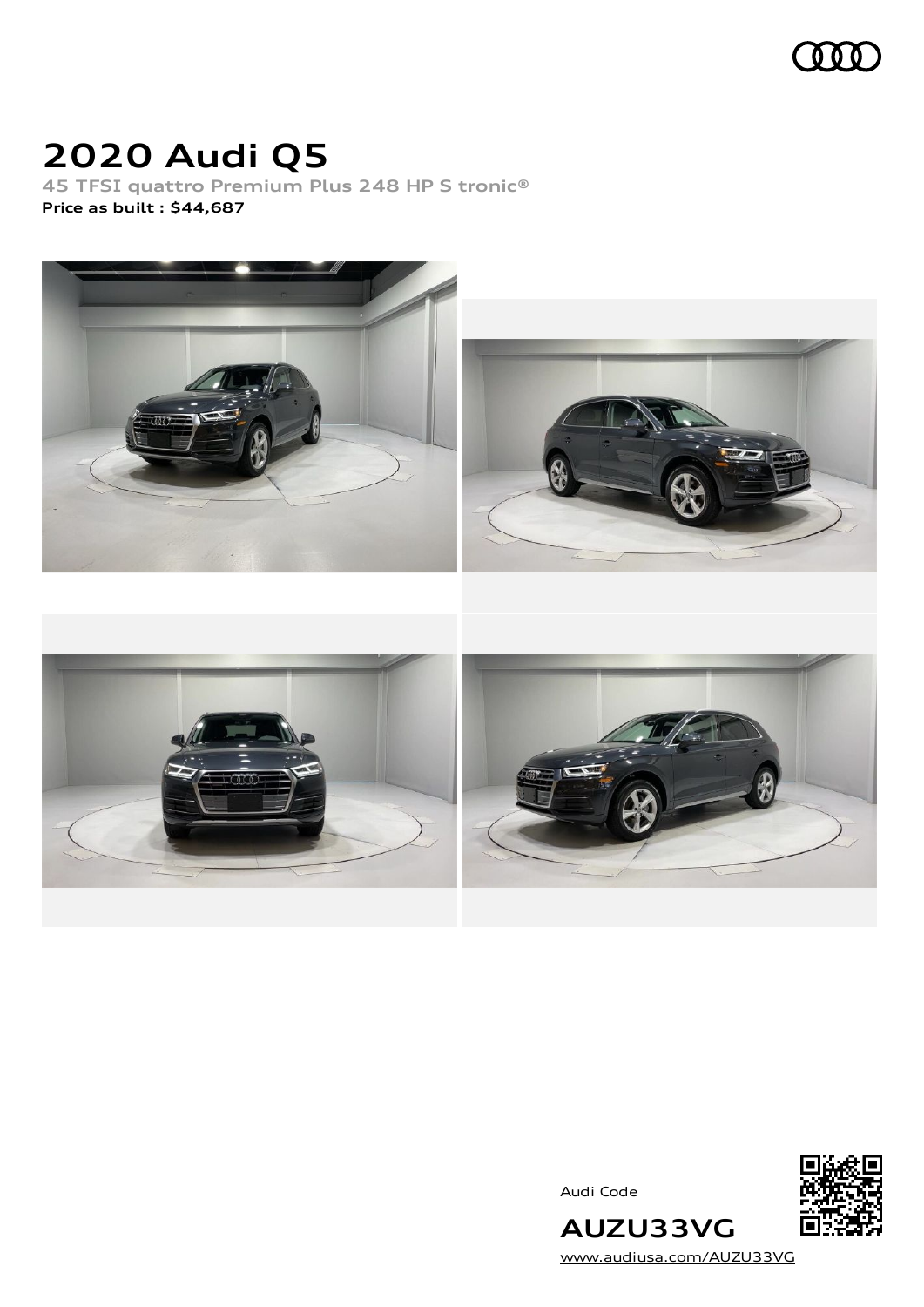# 2020 Audi Q5

45 TFSI quattro Premium Plus 248 HP S tronic®

**Price as built : $44,687**

Audi Code

**AUZU33VG**

www.audiusa.com/AUZU33VG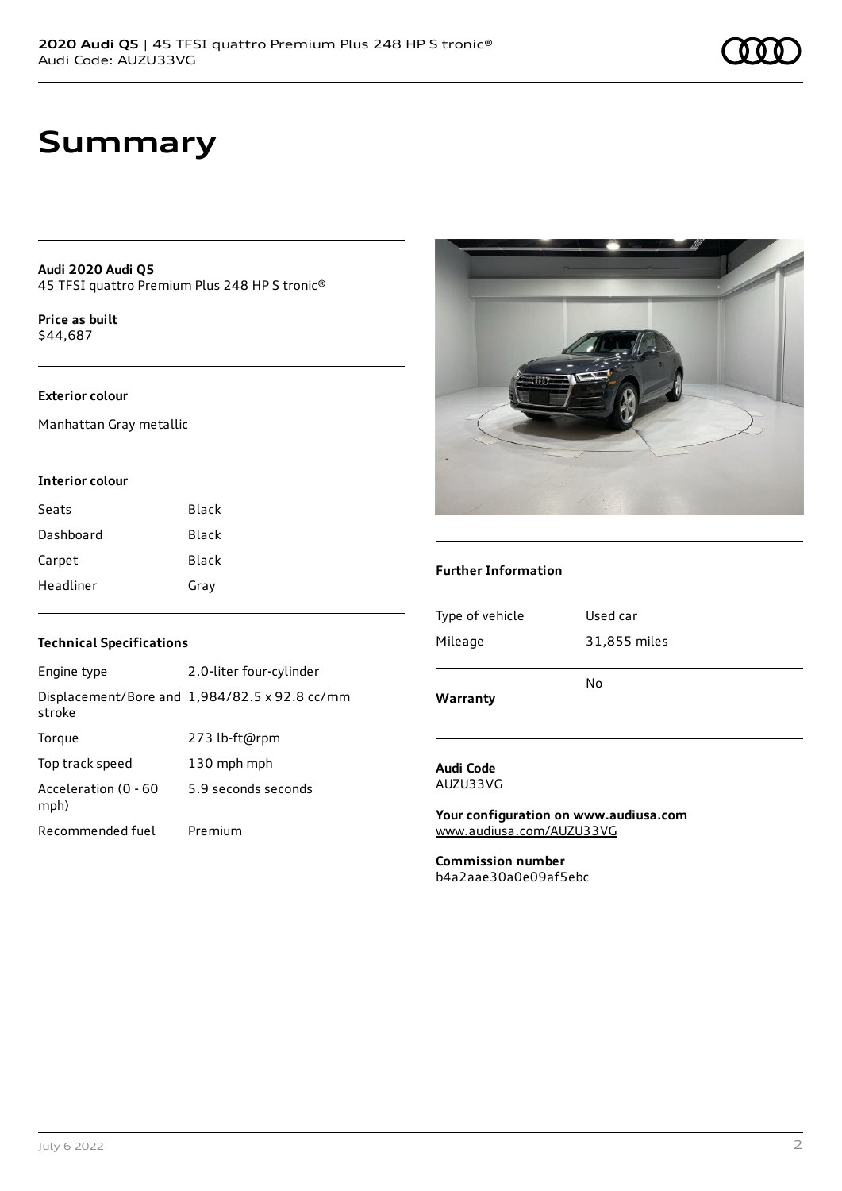# Summary

**Audi 2020 Audi Q5**
45 TFSI quattro Premium Plus 248 HP S tronic®

**Price as built**
$44,687

**Exterior colour**

Manhattan Gray metallic

**Interior colour**

| Seats | Black |
| --- | --- |
| Dashboard | Black |
| Carpet | Black |
| Headliner | Gray |

**Technical Specifications**

| Engine type | 2.0-liter four-cylinder |
| --- | --- |
| Displacement/Bore and stroke | 1,984/82.5 x 92.8 cc/mm |
| Torque | 273 lb-ft@rpm |
| Top track speed | 130 mph mph |
| Acceleration (0 - 60 mph) | 5.9 seconds seconds |
| Recommended fuel | Premium |

**Further Information**

| Type of vehicle | Used car |
| --- | --- |
| Mileage | 31,855 miles |
| **Warranty** | No |

**Audi Code**
AUZU33VG

**Your configuration on www.audiusa.com**
www.audiusa.com/AUZU33VG

**Commission number**
b4a2aae30a0e09af5ebc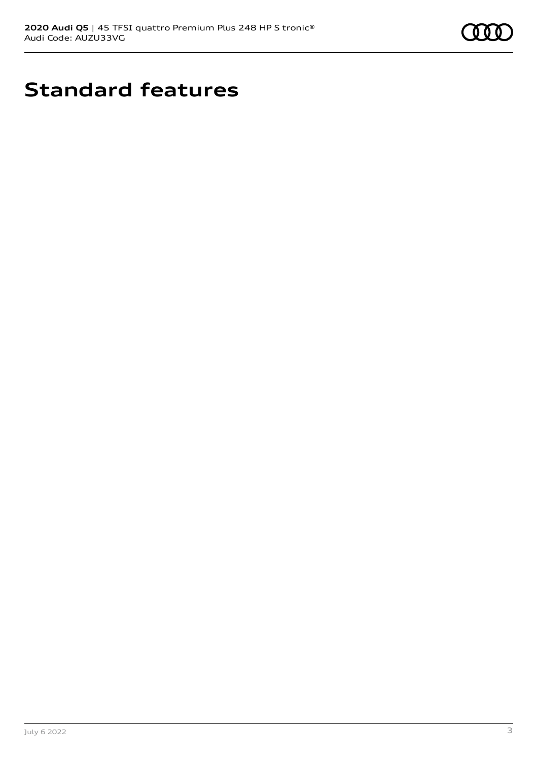# Standard features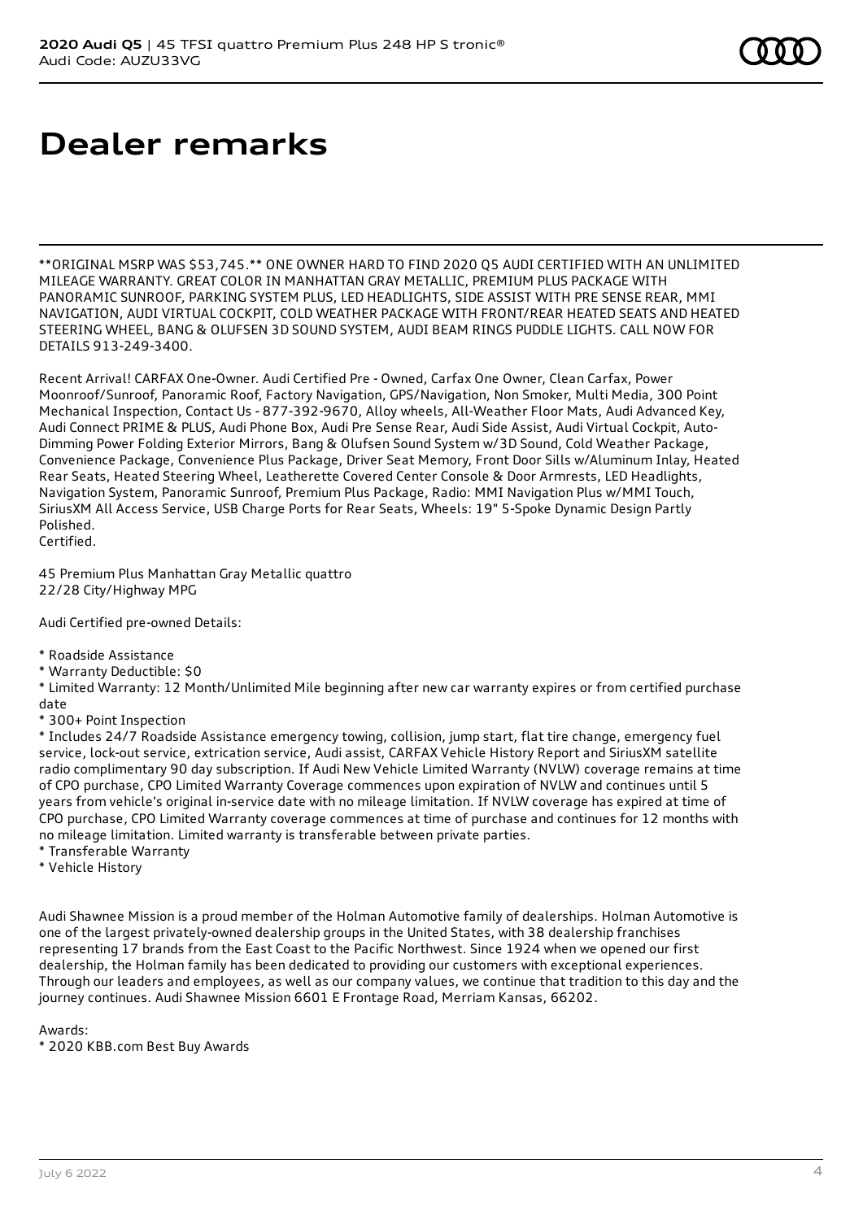# Dealer remarks

**ORIGINAL MSRP WAS $53,745.** ONE OWNER HARD TO FIND 2020 Q5 AUDI CERTIFIED WITH AN UNLIMITED MILEAGE WARRANTY. GREAT COLOR IN MANHATTAN GRAY METALLIC, PREMIUM PLUS PACKAGE WITH PANORAMIC SUNROOF, PARKING SYSTEM PLUS, LED HEADLIGHTS, SIDE ASSIST WITH PRE SENSE REAR, MMI NAVIGATION, AUDI VIRTUAL COCKPIT, COLD WEATHER PACKAGE WITH FRONT/REAR HEATED SEATS AND HEATED STEERING WHEEL, BANG & OLUFSEN 3D SOUND SYSTEM, AUDI BEAM RINGS PUDDLE LIGHTS. CALL NOW FOR DETAILS 913-249-3400.

Recent Arrival! CARFAX One-Owner. Audi Certified Pre - Owned, Carfax One Owner, Clean Carfax, Power Moonroof/Sunroof, Panoramic Roof, Factory Navigation, GPS/Navigation, Non Smoker, Multi Media, 300 Point Mechanical Inspection, Contact Us - 877-392-9670, Alloy wheels, All-Weather Floor Mats, Audi Advanced Key, Audi Connect PRIME & PLUS, Audi Phone Box, Audi Pre Sense Rear, Audi Side Assist, Audi Virtual Cockpit, Auto-Dimming Power Folding Exterior Mirrors, Bang & Olufsen Sound System w/3D Sound, Cold Weather Package, Convenience Package, Convenience Plus Package, Driver Seat Memory, Front Door Sills w/Aluminum Inlay, Heated Rear Seats, Heated Steering Wheel, Leatherette Covered Center Console & Door Armrests, LED Headlights, Navigation System, Panoramic Sunroof, Premium Plus Package, Radio: MMI Navigation Plus w/MMI Touch, SiriusXM All Access Service, USB Charge Ports for Rear Seats, Wheels: 19" 5-Spoke Dynamic Design Partly Polished.
Certified.

45 Premium Plus Manhattan Gray Metallic quattro
22/28 City/Highway MPG

Audi Certified pre-owned Details:

* Roadside Assistance
* Warranty Deductible: $0
* Limited Warranty: 12 Month/Unlimited Mile beginning after new car warranty expires or from certified purchase date
* 300+ Point Inspection
* Includes 24/7 Roadside Assistance emergency towing, collision, jump start, flat tire change, emergency fuel service, lock-out service, extrication service, Audi assist, CARFAX Vehicle History Report and SiriusXM satellite radio complimentary 90 day subscription. If Audi New Vehicle Limited Warranty (NVLW) coverage remains at time of CPO purchase, CPO Limited Warranty Coverage commences upon expiration of NVLW and continues until 5 years from vehicle's original in-service date with no mileage limitation. If NVLW coverage has expired at time of CPO purchase, CPO Limited Warranty coverage commences at time of purchase and continues for 12 months with no mileage limitation. Limited warranty is transferable between private parties.
* Transferable Warranty
* Vehicle History

Audi Shawnee Mission is a proud member of the Holman Automotive family of dealerships. Holman Automotive is one of the largest privately-owned dealership groups in the United States, with 38 dealership franchises representing 17 brands from the East Coast to the Pacific Northwest. Since 1924 when we opened our first dealership, the Holman family has been dedicated to providing our customers with exceptional experiences. Through our leaders and employees, as well as our company values, we continue that tradition to this day and the journey continues. Audi Shawnee Mission 6601 E Frontage Road, Merriam Kansas, 66202.

Awards:
* 2020 KBB.com Best Buy Awards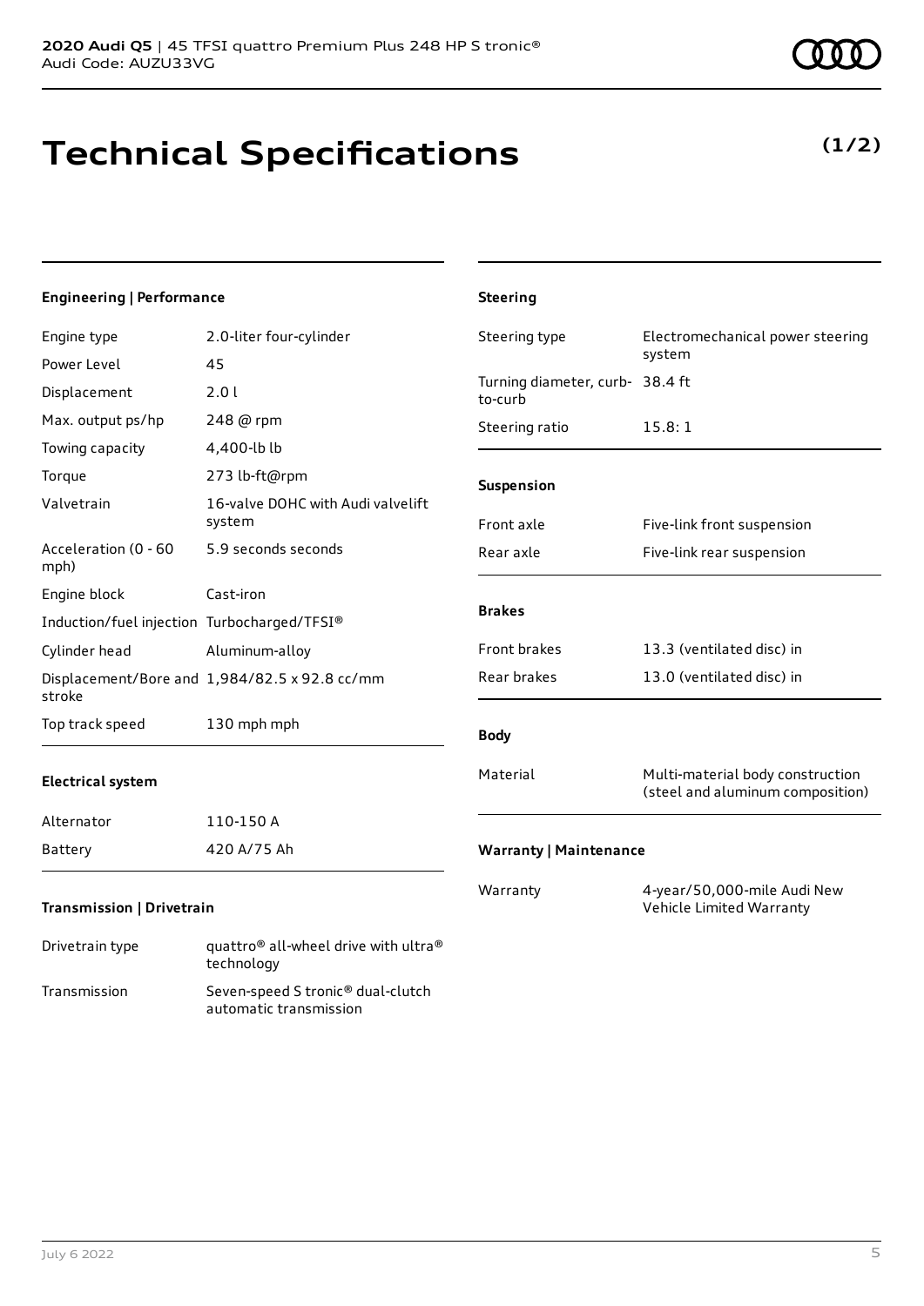**2020 Audi Q5** | 45 TFSI quattro Premium Plus 248 HP S tronic®
Audi Code: AUZU33VG

# Technical Specifications

**(1/2)**

### Engineering | Performance

| | |
|---|---|
| Engine type | 2.0-liter four-cylinder |
| Power Level | 45 |
| Displacement | 2.0 l |
| Max. output ps/hp | 248 @ rpm |
| Towing capacity | 4,400-lb lb |
| Torque | 273 lb-ft@rpm |
| Valvetrain | 16-valve DOHC with Audi valvelift system |
| Acceleration (0 - 60 mph) | 5.9 seconds seconds |
| Engine block | Cast-iron |
| Induction/fuel injection | Turbocharged/TFSI® |
| Cylinder head | Aluminum-alloy |
| Displacement/Bore and stroke | 1,984/82.5 x 92.8 cc/mm |
| Top track speed | 130 mph mph |

### Electrical system

| | |
|---|---|
| Alternator | 110-150 A |
| Battery | 420 A/75 Ah |

### Transmission | Drivetrain

| | |
|---|---|
| Drivetrain type | quattro® all-wheel drive with ultra® technology |
| Transmission | Seven-speed S tronic® dual-clutch automatic transmission |

### Steering

| | |
|---|---|
| Steering type | Electromechanical power steering system |
| Turning diameter, curb-to-curb | 38.4 ft |
| Steering ratio | 15.8: 1 |

### Suspension

| | |
|---|---|
| Front axle | Five-link front suspension |
| Rear axle | Five-link rear suspension |

### Brakes

| | |
|---|---|
| Front brakes | 13.3 (ventilated disc) in |
| Rear brakes | 13.0 (ventilated disc) in |

### Body

| | |
|---|---|
| Material | Multi-material body construction (steel and aluminum composition) |

### Warranty | Maintenance

| | |
|---|---|
| Warranty | 4-year/50,000-mile Audi New Vehicle Limited Warranty |

July 6 2022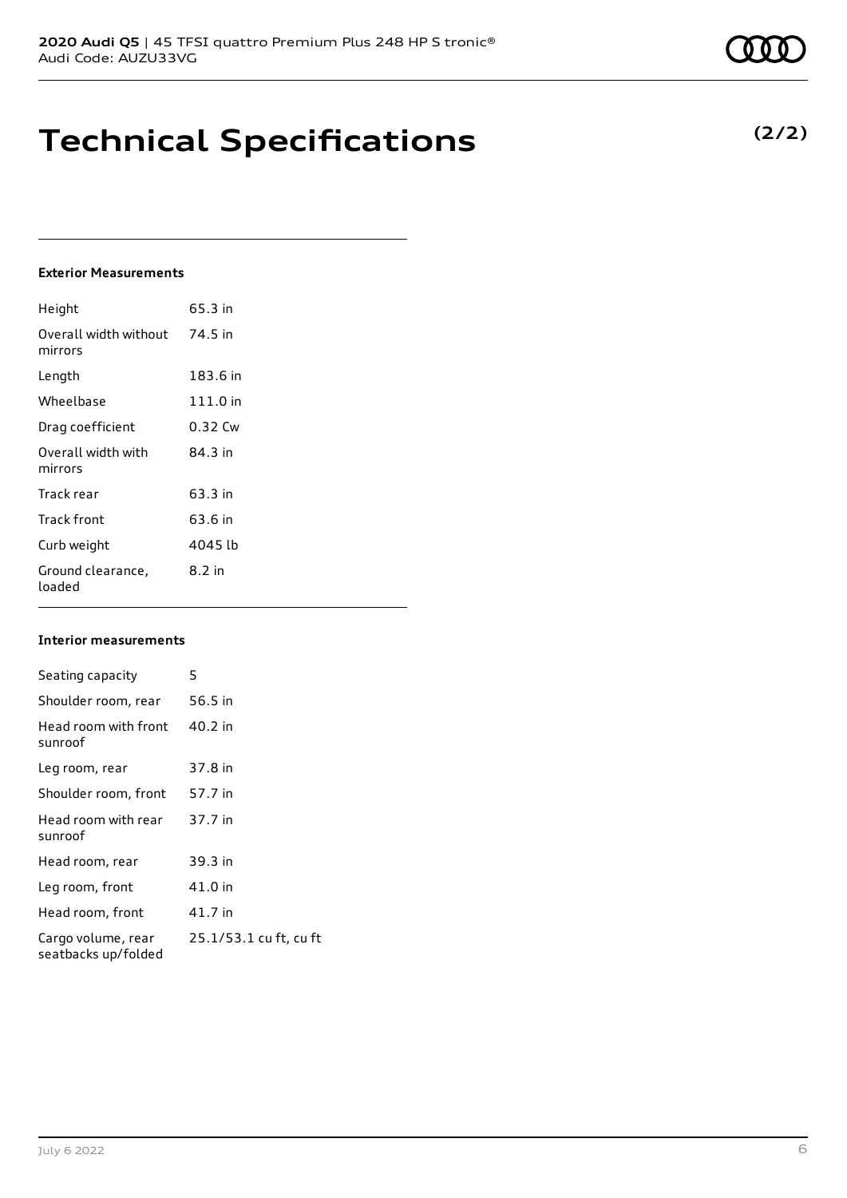# Technical Specifications

**(2/2)**

### Exterior Measurements

| | |
|---|---|
| Height | 65.3 in |
| Overall width without mirrors | 74.5 in |
| Length | 183.6 in |
| Wheelbase | 111.0 in |
| Drag coefficient | 0.32 Cw |
| Overall width with mirrors | 84.3 in |
| Track rear | 63.3 in |
| Track front | 63.6 in |
| Curb weight | 4045 lb |
| Ground clearance, loaded | 8.2 in |

### Interior measurements

| | |
|---|---|
| Seating capacity | 5 |
| Shoulder room, rear | 56.5 in |
| Head room with front sunroof | 40.2 in |
| Leg room, rear | 37.8 in |
| Shoulder room, front | 57.7 in |
| Head room with rear sunroof | 37.7 in |
| Head room, rear | 39.3 in |
| Leg room, front | 41.0 in |
| Head room, front | 41.7 in |
| Cargo volume, rear seatbacks up/folded | 25.1/53.1 cu ft, cu ft |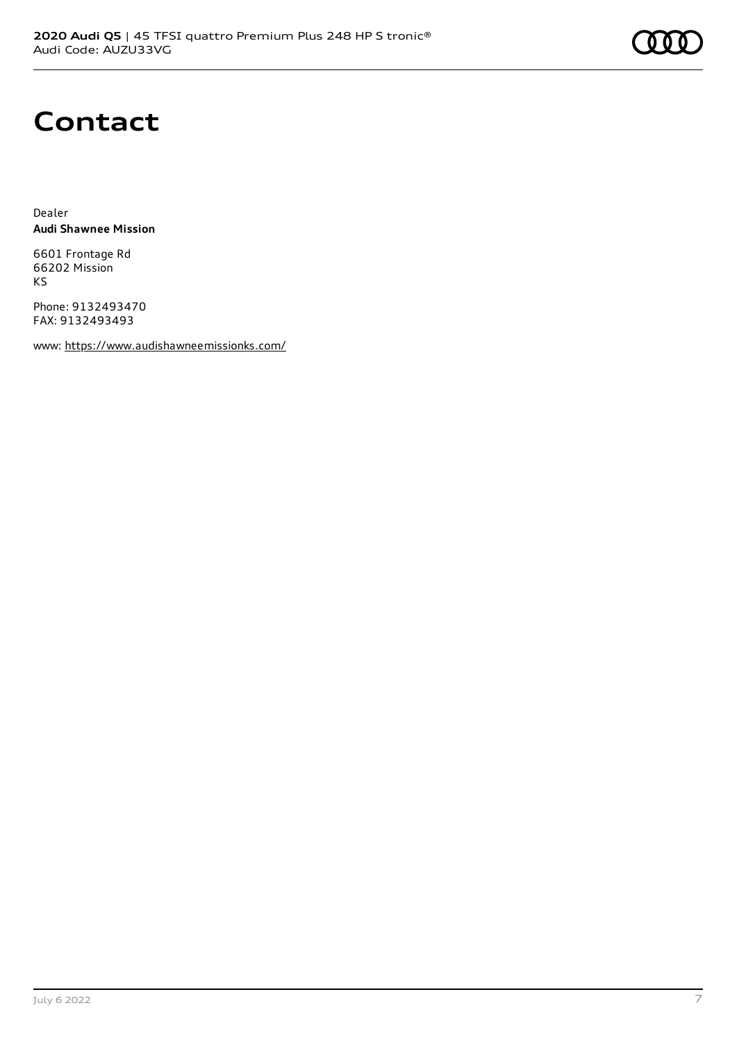# Contact

Dealer
**Audi Shawnee Mission**

6601 Frontage Rd
66202 Mission
KS

Phone: 9132493470
FAX: 9132493493

www: https://www.audishawneemissionks.com/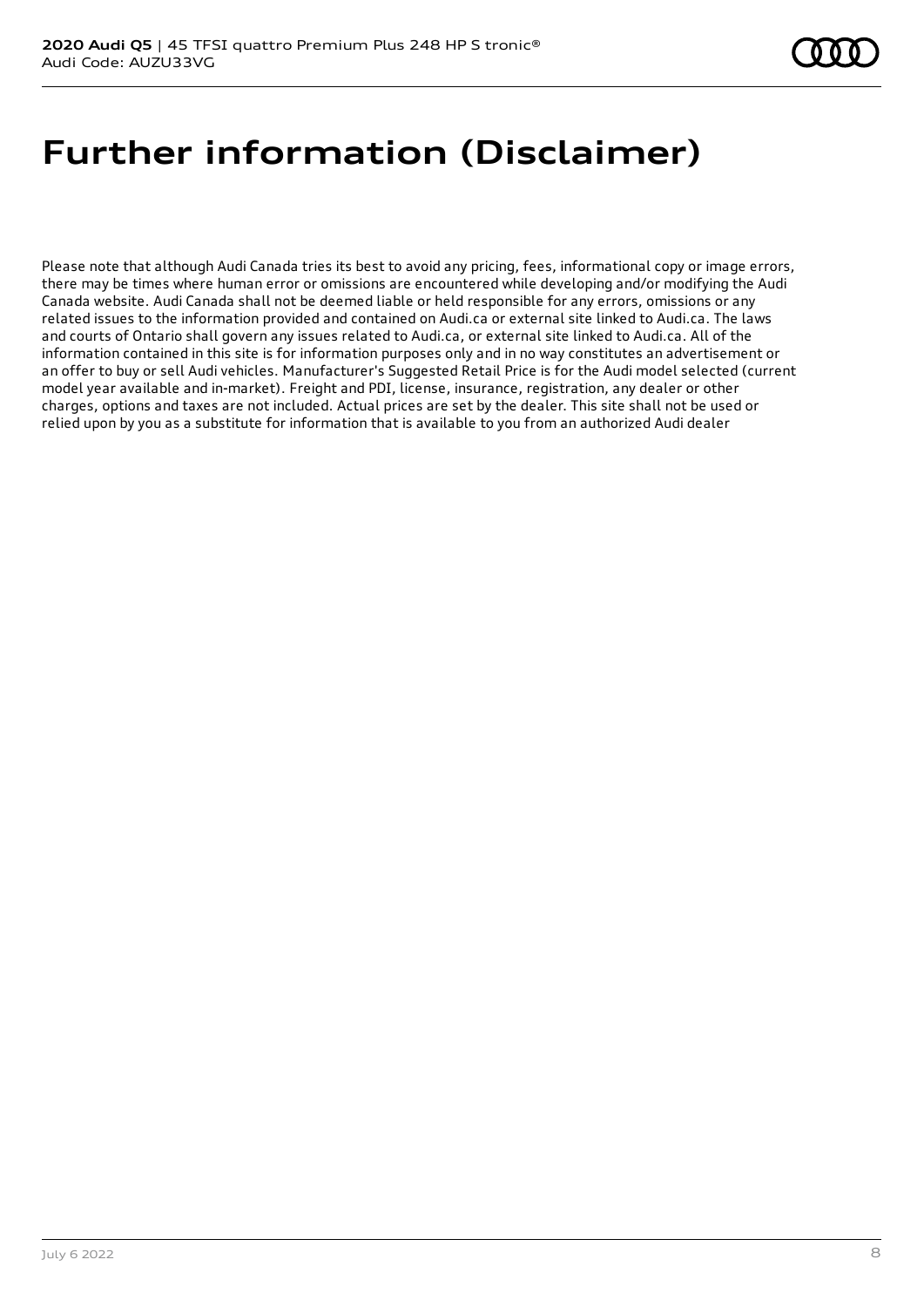# Further information (Disclaimer)

Please note that although Audi Canada tries its best to avoid any pricing, fees, informational copy or image errors, there may be times where human error or omissions are encountered while developing and/or modifying the Audi Canada website. Audi Canada shall not be deemed liable or held responsible for any errors, omissions or any related issues to the information provided and contained on Audi.ca or external site linked to Audi.ca. The laws and courts of Ontario shall govern any issues related to Audi.ca, or external site linked to Audi.ca. All of the information contained in this site is for information purposes only and in no way constitutes an advertisement or an offer to buy or sell Audi vehicles. Manufacturer's Suggested Retail Price is for the Audi model selected (current model year available and in-market). Freight and PDI, license, insurance, registration, any dealer or other charges, options and taxes are not included. Actual prices are set by the dealer. This site shall not be used or relied upon by you as a substitute for information that is available to you from an authorized Audi dealer